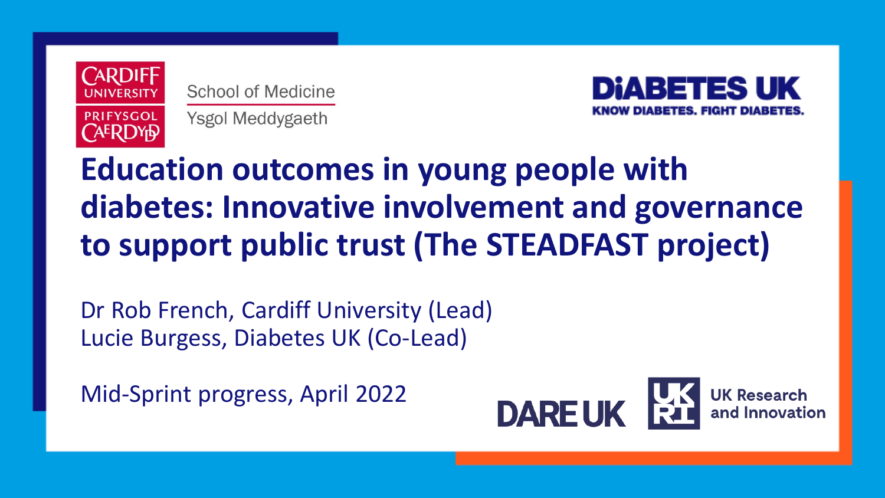Cardiff University | Prifysgol Caerdydd

School of Medicine
Ysgol Meddygaeth

DIABETES UK
KNOW DIABETES. FIGHT DIABETES.

# Education outcomes in young people with diabetes: Innovative involvement and governance to support public trust (The STEADFAST project)

Dr Rob French, Cardiff University (Lead)
Lucie Burgess, Diabetes UK (Co-Lead)

Mid-Sprint progress, April 2022

DARE UK

UKRI UK Research and Innovation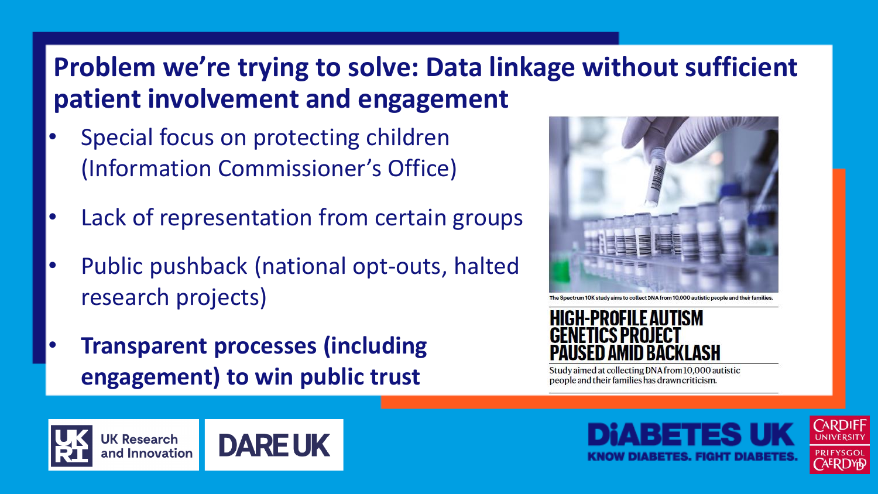# Problem we're trying to solve: Data linkage without sufficient patient involvement and engagement

- Special focus on protecting children (Information Commissioner's Office)
- Lack of representation from certain groups
- Public pushback (national opt-outs, halted research projects)
- **Transparent processes (including engagement) to win public trust**

The Spectrum 10K study aims to collect DNA from 10,000 autistic people and their families.

**HIGH-PROFILE AUTISM GENETICS PROJECT PAUSED AMID BACKLASH**

Study aimed at collecting DNA from 10,000 autistic people and their families has drawn criticism.

UK Research and Innovation | DARE UK | DIABETES UK — KNOW DIABETES. FIGHT DIABETES. | CARDIFF UNIVERSITY PRIFYSGOL CAERDYDD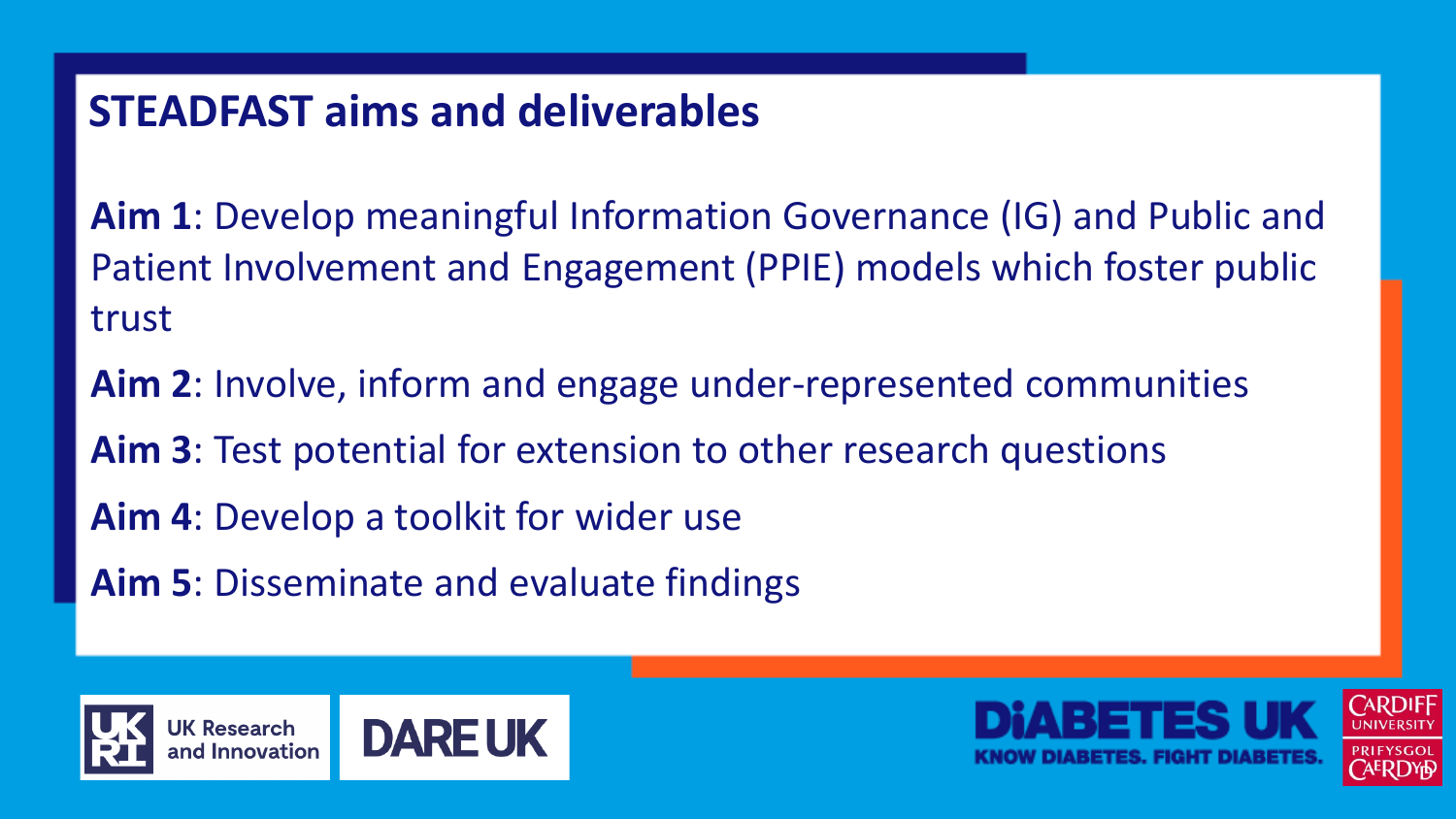# STEADFAST aims and deliverables

**Aim 1**: Develop meaningful Information Governance (IG) and Public and Patient Involvement and Engagement (PPIE) models which foster public trust

**Aim 2**: Involve, inform and engage under-represented communities

**Aim 3**: Test potential for extension to other research questions

**Aim 4**: Develop a toolkit for wider use

**Aim 5**: Disseminate and evaluate findings

UK Research and Innovation | DARE UK | DIABETES UK KNOW DIABETES. FIGHT DIABETES. | CARDIFF UNIVERSITY PRIFYSGOL CAERDYDD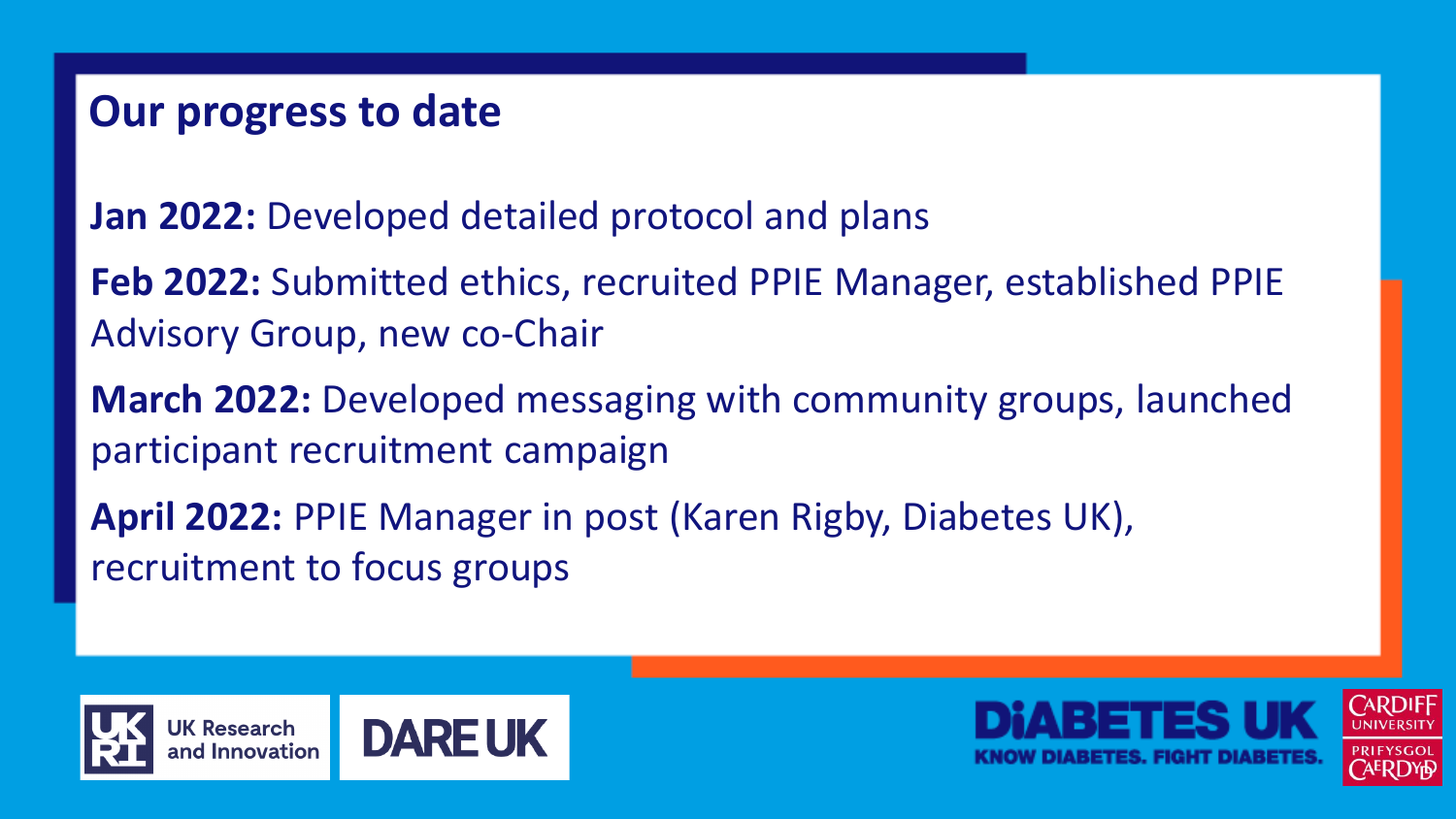# Our progress to date

**Jan 2022:** Developed detailed protocol and plans

**Feb 2022:** Submitted ethics, recruited PPIE Manager, established PPIE Advisory Group, new co-Chair

**March 2022:** Developed messaging with community groups, launched participant recruitment campaign

**April 2022:** PPIE Manager in post (Karen Rigby, Diabetes UK), recruitment to focus groups

UK Research and Innovation

DARE UK

DIABETES UK
KNOW DIABETES. FIGHT DIABETES.

CARDIFF UNIVERSITY
PRIFYSGOL CAERDYDD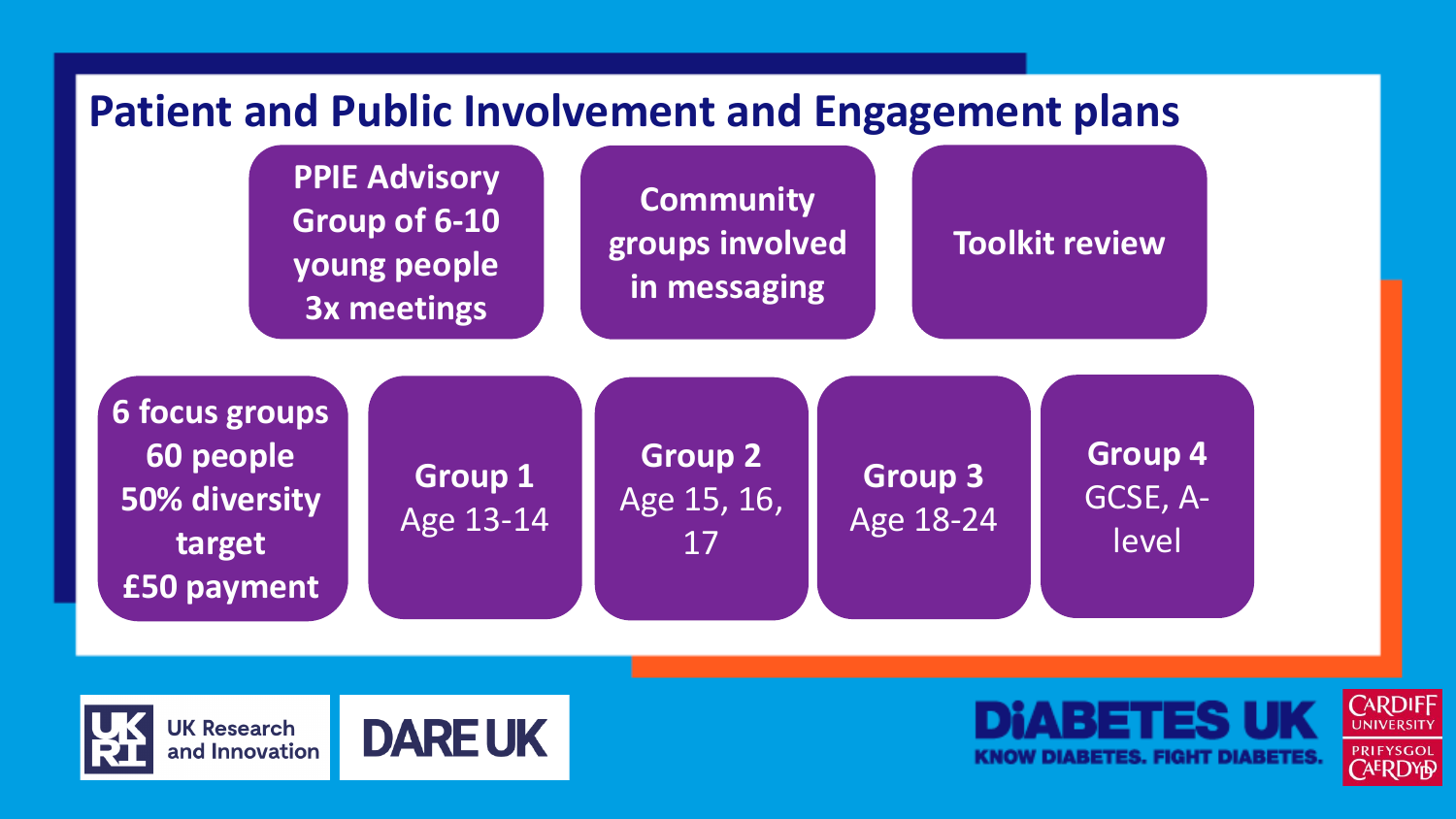# Patient and Public Involvement and Engagement plans

- PPIE Advisory Group of 6-10 young people 3x meetings
- Community groups involved in messaging
- Toolkit review

**6 focus groups**
**60 people**
**50% diversity target**
**£50 payment**

- **Group 1** Age 13-14
- **Group 2** Age 15, 16, 17
- **Group 3** Age 18-24
- **Group 4** GCSE, A-level

UK Research and Innovation | DARE UK | DIABETES UK KNOW DIABETES. FIGHT DIABETES. | CARDIFF UNIVERSITY PRIFYSGOL CAERDYDD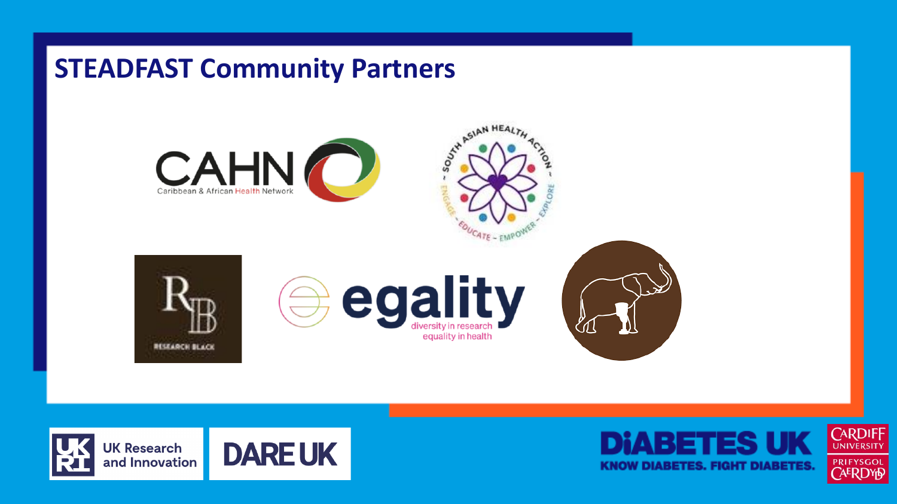# STEADFAST Community Partners

CAHN Caribbean & African Health Network

South Asian Health Action – Engage – Educate – Empower – Explore

Research Black

egality diversity in research equality in health

UK Research and Innovation

DARE UK

DIABETES UK KNOW DIABETES. FIGHT DIABETES.

Cardiff University Prifysgol Caerdydd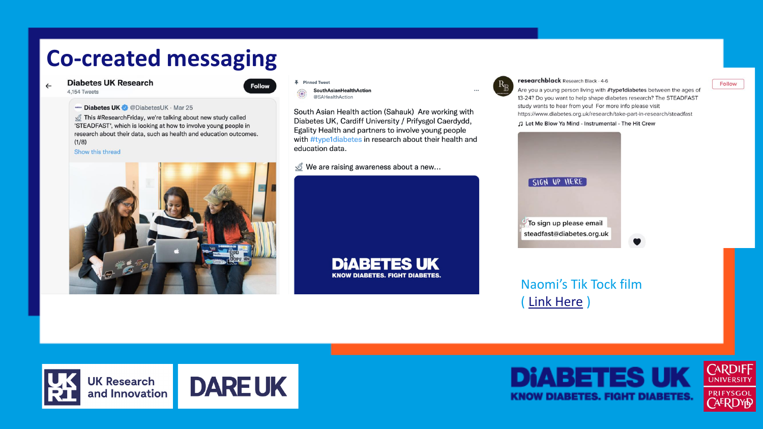# Co-created messaging

**Diabetes UK Research**
4,154 Tweets

Follow

Diabetes UK @DiabetesUK · Mar 25

This #ResearchFriday, we're talking about new study called 'STEADFAST', which is looking at how to involve young people in research about their data, such as health and education outcomes. (1/8)

Show this thread

Pinned Tweet

SouthAsianHealthAction
@SAHealthAction

South Asian Health action (Sahauk) Are working with Diabetes UK, Cardiff University / Prifysgol Caerdydd, Egality Health and partners to involve young people with #type1diabetes in research about their health and education data.

We are raising awareness about a new...

DIABETES UK
KNOW DIABETES. FIGHT DIABETES.

researchblack Research Black · 4-6

Follow

Are you a young person living with #type1diabetes between the ages of 13-24? Do you want to help shape diabetes research? The STEADFAST study wants to hear from you! For more info please visit https://www.diabetes.org.uk/research/take-part-in-research/steadfast

Let Me Blow Ya Mind - Instrumental - The Hit Crew

SIGN UP HERE

To sign up please email steadfast@diabetes.org.uk

Naomi's Tik Tock film
( Link Here )

UK Research and Innovation

DARE UK

DIABETES UK
KNOW DIABETES. FIGHT DIABETES.

CARDIFF UNIVERSITY
PRIFYSGOL CAERDYDD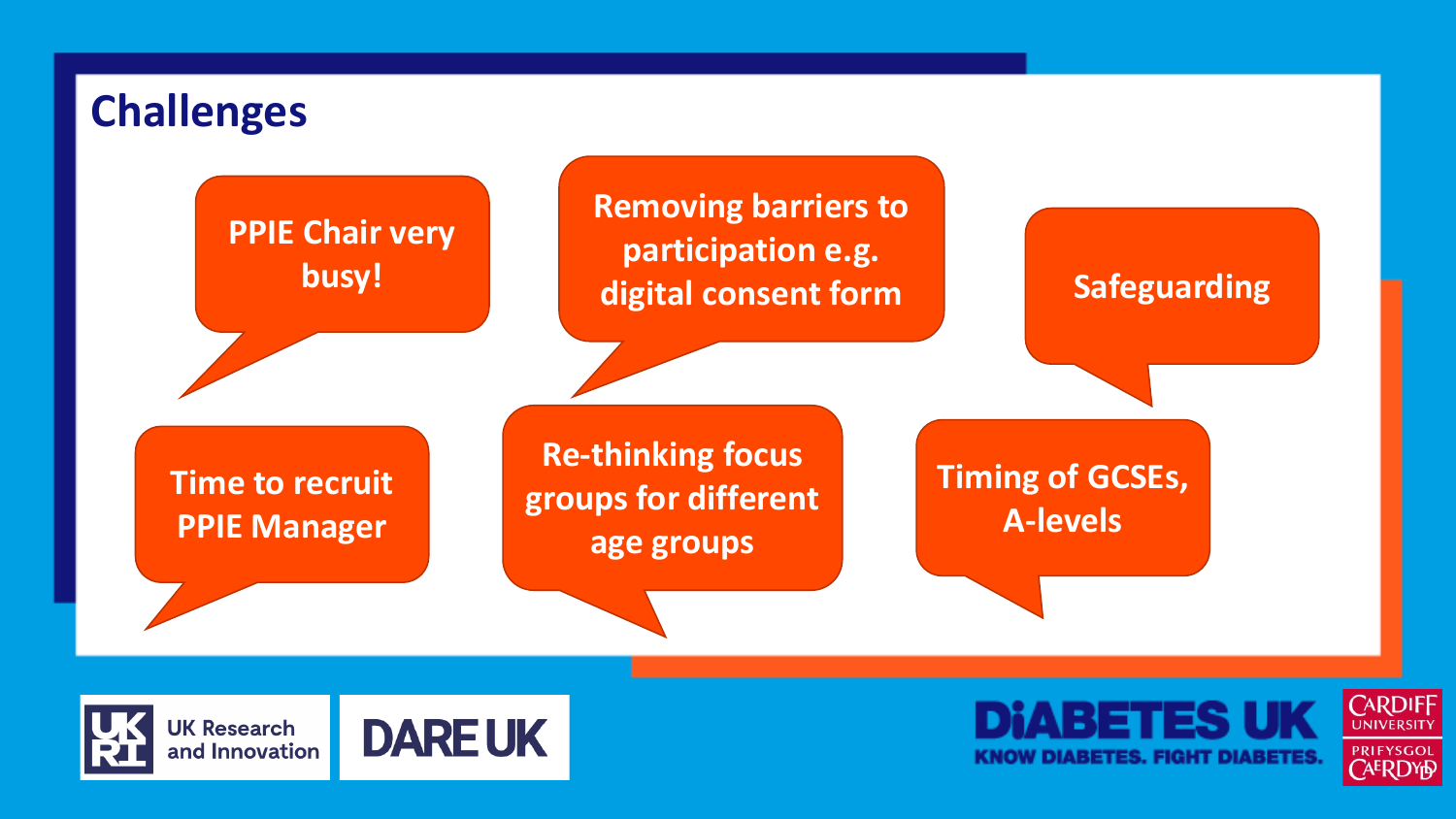# Challenges

- PPIE Chair very busy!
- Removing barriers to participation e.g. digital consent form
- Safeguarding
- Time to recruit PPIE Manager
- Re-thinking focus groups for different age groups
- Timing of GCSEs, A-levels

UK Research and Innovation

DARE UK

DIABETES UK KNOW DIABETES. FIGHT DIABETES.

CARDIFF UNIVERSITY PRIFYSGOL CAERDYD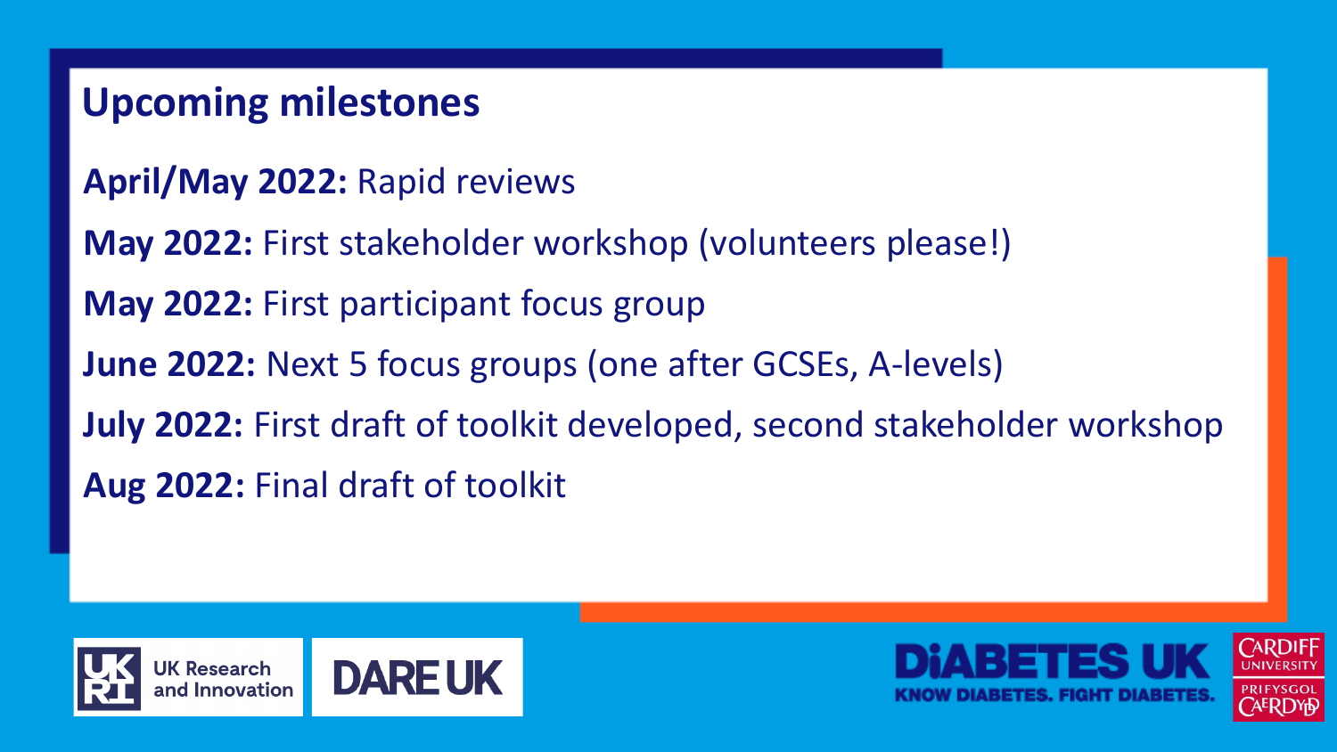## Upcoming milestones

**April/May 2022:** Rapid reviews

**May 2022:** First stakeholder workshop (volunteers please!)

**May 2022:** First participant focus group

**June 2022:** Next 5 focus groups (one after GCSEs, A-levels)

**July 2022:** First draft of toolkit developed, second stakeholder workshop

**Aug 2022:** Final draft of toolkit

UK Research and Innovation

DARE UK

DIABETES UK — KNOW DIABETES. FIGHT DIABETES.

Cardiff University — Prifysgol Caerdydd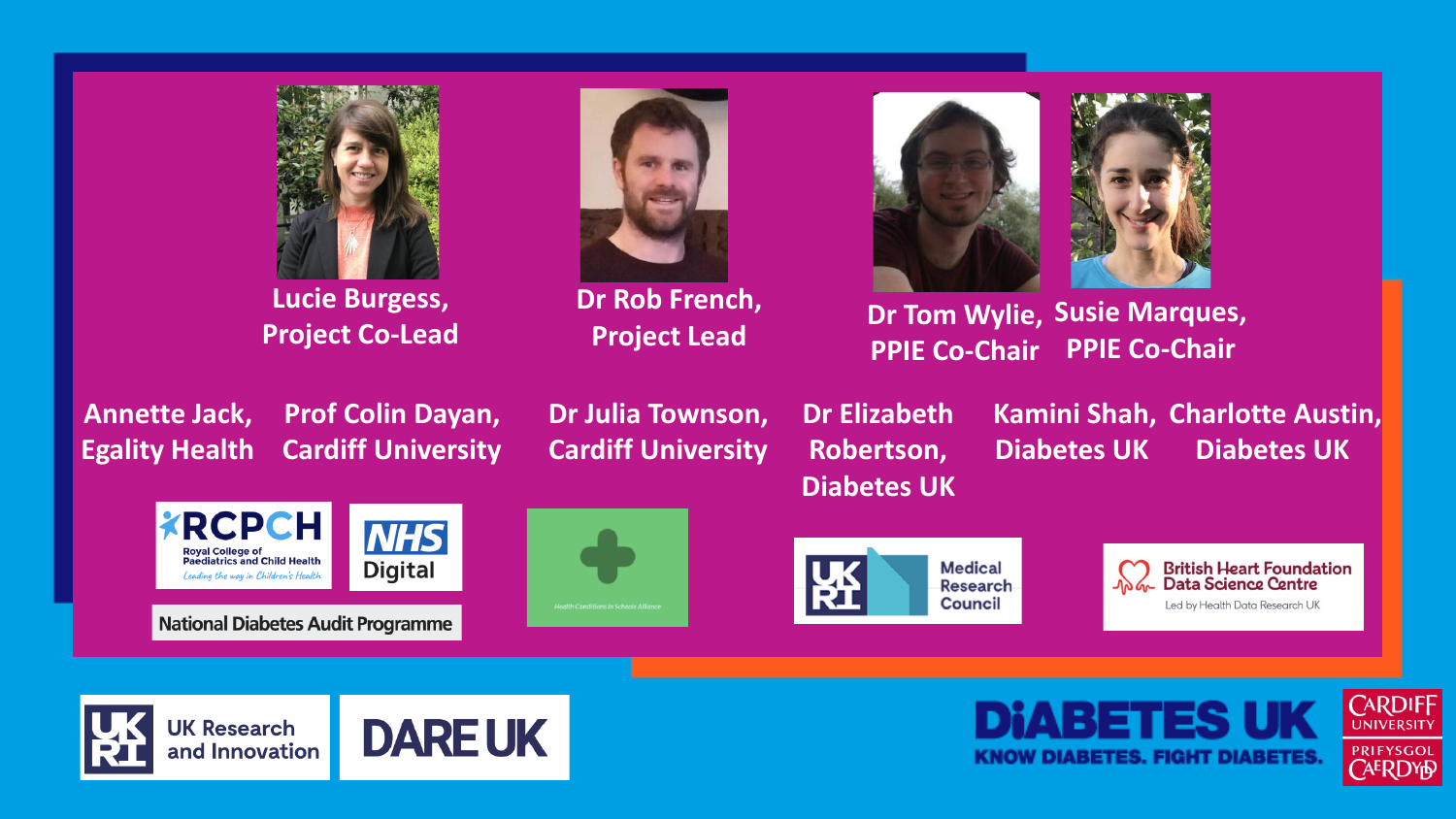Lucie Burgess, Project Co-Lead

Dr Rob French, Project Lead

Dr Tom Wylie, PPIE Co-Chair

Susie Marques, PPIE Co-Chair

Annette Jack, Egality Health

Prof Colin Dayan, Cardiff University

Dr Julia Townson, Cardiff University

Dr Elizabeth Robertson, Diabetes UK

Kamini Shah, Diabetes UK

Charlotte Austin, Diabetes UK

RCPCH Royal College of Paediatrics and Child Health Leading the way in Children's Health

NHS Digital

National Diabetes Audit Programme

Health Conditions in Schools Alliance

UKRI Medical Research Council

British Heart Foundation Data Science Centre Led by Health Data Research UK

UK Research and Innovation

DARE UK

DIABETES UK KNOW DIABETES. FIGHT DIABETES.

CARDIFF UNIVERSITY PRIFYSGOL CAERDYDD